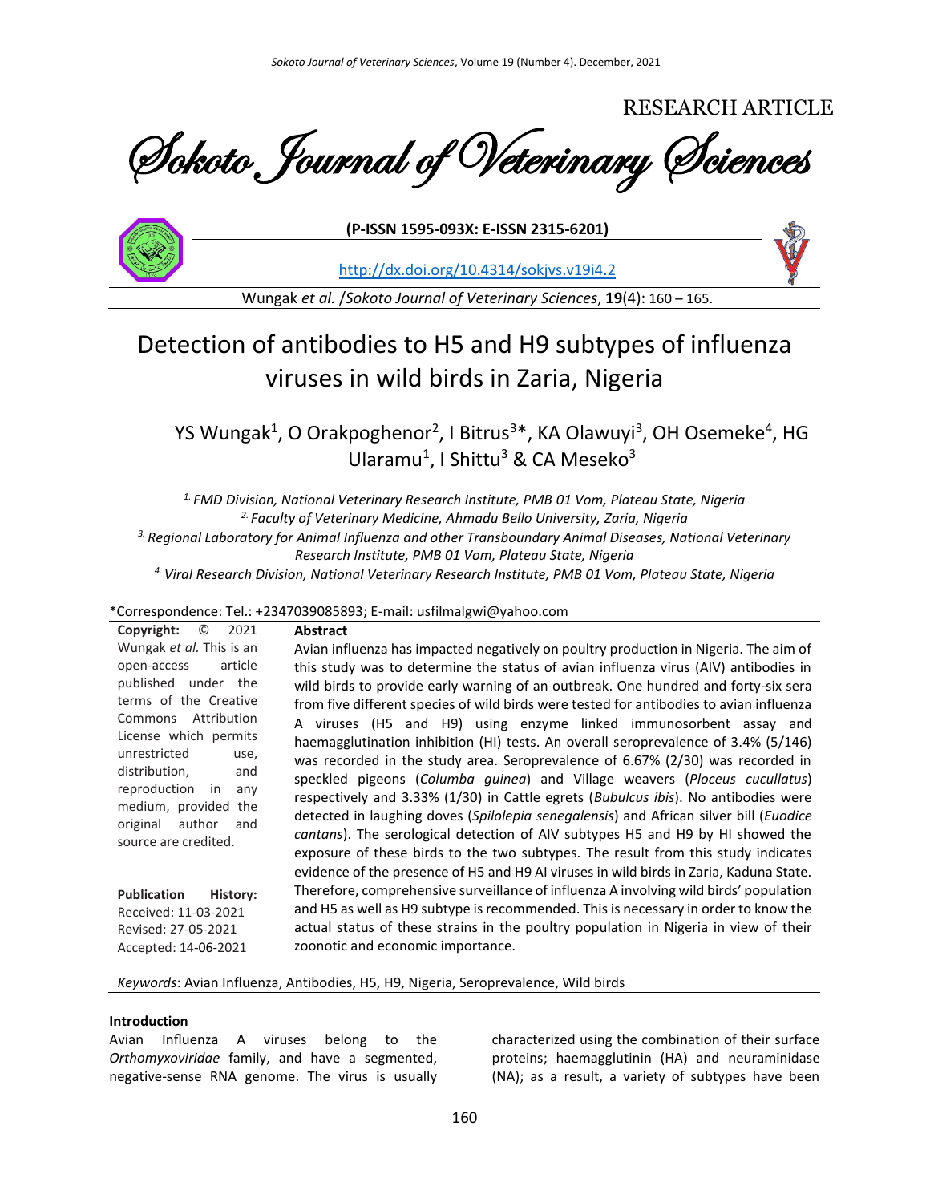RESEARCH ARTICLE

# Sokoto Journal of Veterinary Sciences

**(P-ISSN 1595-093X: E-ISSN 2315-6201)**

http://dx.doi.org/10.4314/sokjvs.v19i4.2

Wungak *et al.* /*Sokoto Journal of Veterinary Sciences*, **19**(4): 160 – 165.

# Detection of antibodies to H5 and H9 subtypes of influenza viruses in wild birds in Zaria, Nigeria

YS Wungak[1], O Orakpoghenor[2], I Bitrus[3]*, KA Olawuyi[3], OH Osemeke[4], HG Ularamu[1], I Shittu[3] & CA Meseko[3]

*[1] FMD Division, National Veterinary Research Institute, PMB 01 Vom, Plateau State, Nigeria*
*[2] Faculty of Veterinary Medicine, Ahmadu Bello University, Zaria, Nigeria*
*[3] Regional Laboratory for Animal Influenza and other Transboundary Animal Diseases, National Veterinary Research Institute, PMB 01 Vom, Plateau State, Nigeria*
*[4] Viral Research Division, National Veterinary Research Institute, PMB 01 Vom, Plateau State, Nigeria*

*Correspondence: Tel.: +2347039085893; E-mail: usfilmalgwi@yahoo.com

**Copyright:** © 2021 Wungak *et al.* This is an open-access article published under the terms of the Creative Commons Attribution License which permits unrestricted use, distribution, and reproduction in any medium, provided the original author and source are credited.

**Publication History:**
Received: 11-03-2021
Revised: 27-05-2021
Accepted: 14-06-2021

**Abstract**

Avian influenza has impacted negatively on poultry production in Nigeria. The aim of this study was to determine the status of avian influenza virus (AIV) antibodies in wild birds to provide early warning of an outbreak. One hundred and forty-six sera from five different species of wild birds were tested for antibodies to avian influenza A viruses (H5 and H9) using enzyme linked immunosorbent assay and haemagglutination inhibition (HI) tests. An overall seroprevalence of 3.4% (5/146) was recorded in the study area. Seroprevalence of 6.67% (2/30) was recorded in speckled pigeons (*Columba guinea*) and Village weavers (*Ploceus cucullatus*) respectively and 3.33% (1/30) in Cattle egrets (*Bubulcus ibis*). No antibodies were detected in laughing doves (*Spilolepia senegalensis*) and African silver bill (*Euodice cantans*). The serological detection of AIV subtypes H5 and H9 by HI showed the exposure of these birds to the two subtypes. The result from this study indicates evidence of the presence of H5 and H9 AI viruses in wild birds in Zaria, Kaduna State. Therefore, comprehensive surveillance of influenza A involving wild birds' population and H5 as well as H9 subtype is recommended. This is necessary in order to know the actual status of these strains in the poultry population in Nigeria in view of their zoonotic and economic importance.

*Keywords*: Avian Influenza, Antibodies, H5, H9, Nigeria, Seroprevalence, Wild birds

## Introduction

Avian Influenza A viruses belong to the *Orthomyxoviridae* family, and have a segmented, negative-sense RNA genome. The virus is usually characterized using the combination of their surface proteins; haemagglutinin (HA) and neuraminidase (NA); as a result, a variety of subtypes have been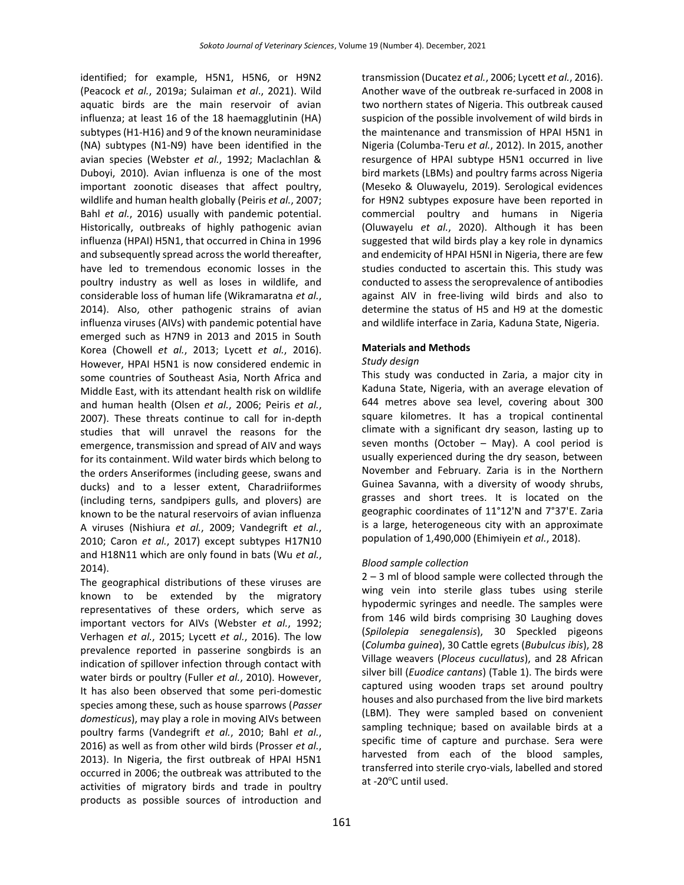identified; for example, H5N1, H5N6, or H9N2 (Peacock *et al.*, 2019a; Sulaiman *et al*., 2021). Wild aquatic birds are the main reservoir of avian influenza; at least 16 of the 18 haemagglutinin (HA) subtypes (H1-H16) and 9 of the known neuraminidase (NA) subtypes (N1-N9) have been identified in the avian species (Webster *et al.*, 1992; Maclachlan & Duboyi, 2010). Avian influenza is one of the most important zoonotic diseases that affect poultry, wildlife and human health globally (Peiris *et al.*, 2007; Bahl *et al.*, 2016) usually with pandemic potential. Historically, outbreaks of highly pathogenic avian influenza (HPAI) H5N1, that occurred in China in 1996 and subsequently spread across the world thereafter, have led to tremendous economic losses in the poultry industry as well as loses in wildlife, and considerable loss of human life (Wikramaratna *et al.*, 2014). Also, other pathogenic strains of avian influenza viruses (AIVs) with pandemic potential have emerged such as H7N9 in 2013 and 2015 in South Korea (Chowell *et al.*, 2013; Lycett *et al.*, 2016). However, HPAI H5N1 is now considered endemic in some countries of Southeast Asia, North Africa and Middle East, with its attendant health risk on wildlife and human health (Olsen *et al.*, 2006; Peiris *et al.*, 2007). These threats continue to call for in-depth studies that will unravel the reasons for the emergence, transmission and spread of AIV and ways for its containment. Wild water birds which belong to the orders Anseriformes (including geese, swans and ducks) and to a lesser extent, Charadriiformes (including terns, sandpipers gulls, and plovers) are known to be the natural reservoirs of avian influenza A viruses (Nishiura *et al.*, 2009; Vandegrift *et al.*, 2010; Caron *et al.*, 2017) except subtypes H17N10 and H18N11 which are only found in bats (Wu *et al.*, 2014).

The geographical distributions of these viruses are known to be extended by the migratory representatives of these orders, which serve as important vectors for AIVs (Webster *et al.*, 1992; Verhagen *et al.*, 2015; Lycett *et al.*, 2016). The low prevalence reported in passerine songbirds is an indication of spillover infection through contact with water birds or poultry (Fuller *et al.*, 2010). However, It has also been observed that some peri-domestic species among these, such as house sparrows (*Passer domesticus*), may play a role in moving AIVs between poultry farms (Vandegrift *et al.*, 2010; Bahl *et al.*, 2016) as well as from other wild birds (Prosser *et al.*, 2013). In Nigeria, the first outbreak of HPAI H5N1 occurred in 2006; the outbreak was attributed to the activities of migratory birds and trade in poultry products as possible sources of introduction and transmission (Ducatez *et al.*, 2006; Lycett *et al.*, 2016). Another wave of the outbreak re-surfaced in 2008 in two northern states of Nigeria. This outbreak caused suspicion of the possible involvement of wild birds in the maintenance and transmission of HPAI H5N1 in Nigeria (Columba-Teru *et al.*, 2012). In 2015, another resurgence of HPAI subtype H5N1 occurred in live bird markets (LBMs) and poultry farms across Nigeria (Meseko & Oluwayelu, 2019). Serological evidences for H9N2 subtypes exposure have been reported in commercial poultry and humans in Nigeria (Oluwayelu *et al.*, 2020). Although it has been suggested that wild birds play a key role in dynamics and endemicity of HPAI H5NI in Nigeria, there are few studies conducted to ascertain this. This study was conducted to assess the seroprevalence of antibodies against AIV in free-living wild birds and also to determine the status of H5 and H9 at the domestic and wildlife interface in Zaria, Kaduna State, Nigeria.

## Materials and Methods

### *Study design*

This study was conducted in Zaria, a major city in Kaduna State, Nigeria, with an average elevation of 644 metres above sea level, covering about 300 square kilometres. It has a tropical continental climate with a significant dry season, lasting up to seven months (October – May). A cool period is usually experienced during the dry season, between November and February. Zaria is in the Northern Guinea Savanna, with a diversity of woody shrubs, grasses and short trees. It is located on the geographic coordinates of 11°12'N and 7°37'E. Zaria is a large, heterogeneous city with an approximate population of 1,490,000 (Ehimiyein *et al.*, 2018).

### *Blood sample collection*

2 – 3 ml of blood sample were collected through the wing vein into sterile glass tubes using sterile hypodermic syringes and needle. The samples were from 146 wild birds comprising 30 Laughing doves (*Spilolepia senegalensis*), 30 Speckled pigeons (*Columba guinea*), 30 Cattle egrets (*Bubulcus ibis*), 28 Village weavers (*Ploceus cucullatus*), and 28 African silver bill (*Euodice cantans*) (Table 1). The birds were captured using wooden traps set around poultry houses and also purchased from the live bird markets (LBM). They were sampled based on convenient sampling technique; based on available birds at a specific time of capture and purchase. Sera were harvested from each of the blood samples, transferred into sterile cryo-vials, labelled and stored at -20℃ until used.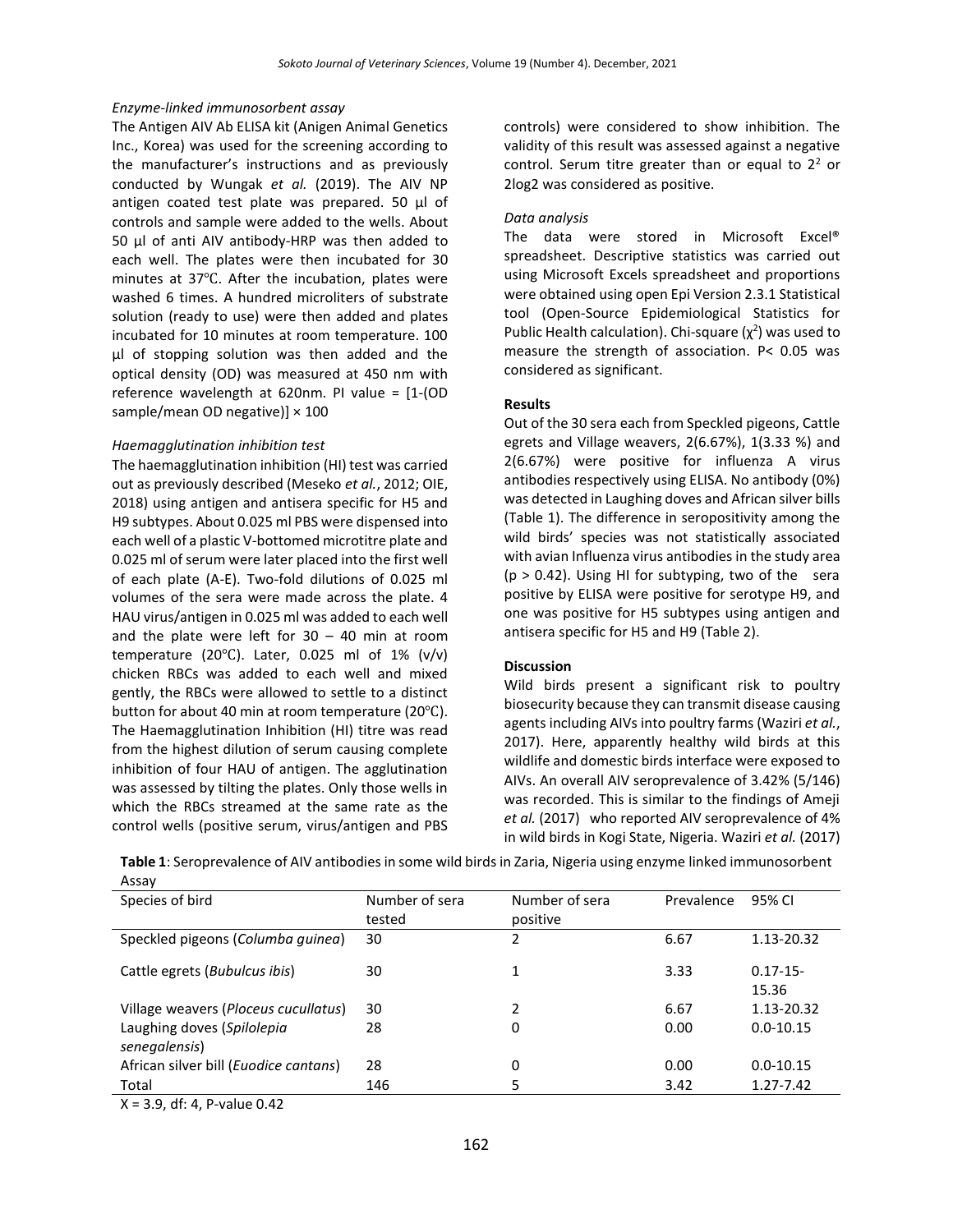*Enzyme-linked immunosorbent assay*

The Antigen AIV Ab ELISA kit (Anigen Animal Genetics Inc., Korea) was used for the screening according to the manufacturer's instructions and as previously conducted by Wungak *et al.* (2019). The AIV NP antigen coated test plate was prepared. 50 µl of controls and sample were added to the wells. About 50 µl of anti AIV antibody-HRP was then added to each well. The plates were then incubated for 30 minutes at 37℃. After the incubation, plates were washed 6 times. A hundred microliters of substrate solution (ready to use) were then added and plates incubated for 10 minutes at room temperature. 100 µl of stopping solution was then added and the optical density (OD) was measured at 450 nm with reference wavelength at 620nm. PI value = [1-(OD sample/mean OD negative)] × 100

*Haemagglutination inhibition test*

The haemagglutination inhibition (HI) test was carried out as previously described (Meseko *et al.*, 2012; OIE, 2018) using antigen and antisera specific for H5 and H9 subtypes. About 0.025 ml PBS were dispensed into each well of a plastic V-bottomed microtitre plate and 0.025 ml of serum were later placed into the first well of each plate (A-E). Two-fold dilutions of 0.025 ml volumes of the sera were made across the plate. 4 HAU virus/antigen in 0.025 ml was added to each well and the plate were left for 30 – 40 min at room temperature (20°C). Later, 0.025 ml of 1% (v/v) chicken RBCs was added to each well and mixed gently, the RBCs were allowed to settle to a distinct button for about 40 min at room temperature (20°C). The Haemagglutination Inhibition (HI) titre was read from the highest dilution of serum causing complete inhibition of four HAU of antigen. The agglutination was assessed by tilting the plates. Only those wells in which the RBCs streamed at the same rate as the control wells (positive serum, virus/antigen and PBS controls) were considered to show inhibition. The validity of this result was assessed against a negative control. Serum titre greater than or equal to $2^2$ or 2log2 was considered as positive.

*Data analysis*

The data were stored in Microsoft Excel® spreadsheet. Descriptive statistics was carried out using Microsoft Excels spreadsheet and proportions were obtained using open Epi Version 2.3.1 Statistical tool (Open-Source Epidemiological Statistics for Public Health calculation). Chi-square ($\chi^2$) was used to measure the strength of association. P< 0.05 was considered as significant.

**Results**

Out of the 30 sera each from Speckled pigeons, Cattle egrets and Village weavers, 2(6.67%), 1(3.33 %) and 2(6.67%) were positive for influenza A virus antibodies respectively using ELISA. No antibody (0%) was detected in Laughing doves and African silver bills (Table 1). The difference in seropositivity among the wild birds' species was not statistically associated with avian Influenza virus antibodies in the study area ($p > 0.42$). Using HI for subtyping, two of the sera positive by ELISA were positive for serotype H9, and one was positive for H5 subtypes using antigen and antisera specific for H5 and H9 (Table 2).

**Discussion**

Wild birds present a significant risk to poultry biosecurity because they can transmit disease causing agents including AIVs into poultry farms (Waziri *et al.*, 2017). Here, apparently healthy wild birds at this wildlife and domestic birds interface were exposed to AIVs. An overall AIV seroprevalence of 3.42% (5/146) was recorded. This is similar to the findings of Ameji *et al.* (2017) who reported AIV seroprevalence of 4% in wild birds in Kogi State, Nigeria. Waziri *et al.* (2017)

**Table 1**: Seroprevalence of AIV antibodies in some wild birds in Zaria, Nigeria using enzyme linked immunosorbent Assay

| Species of bird | Number of sera tested | Number of sera positive | Prevalence | 95% CI |
|---|---|---|---|---|
| Speckled pigeons (*Columba guinea*) | 30 | 2 | 6.67 | 1.13-20.32 |
| Cattle egrets (*Bubulcus ibis*) | 30 | 1 | 3.33 | 0.17-15-15.36 |
| Village weavers (*Ploceus cucullatus*) | 30 | 2 | 6.67 | 1.13-20.32 |
| Laughing doves (*Spilolepia senegalensis*) | 28 | 0 | 0.00 | 0.0-10.15 |
| African silver bill (*Euodice cantans*) | 28 | 0 | 0.00 | 0.0-10.15 |
| Total | 146 | 5 | 3.42 | 1.27-7.42 |

X = 3.9, df: 4, P-value 0.42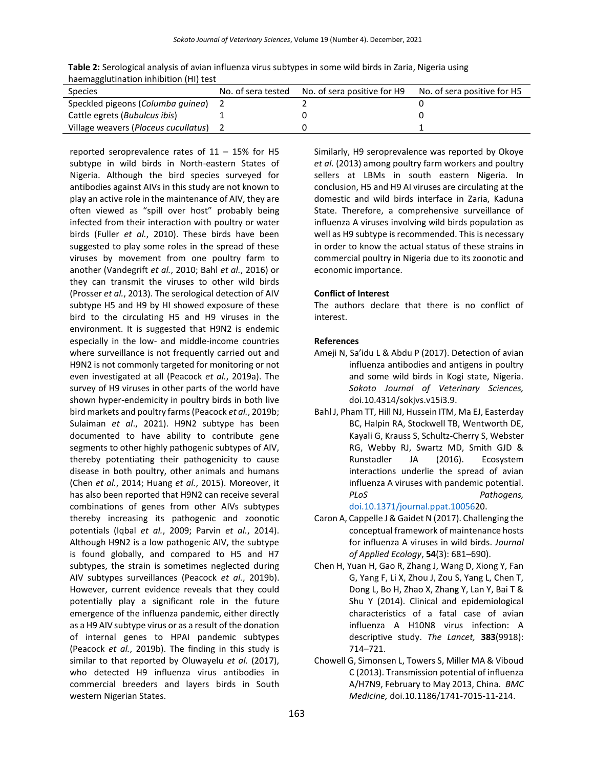**Table 2:** Serological analysis of avian influenza virus subtypes in some wild birds in Zaria, Nigeria using haemagglutination inhibition (HI) test

| Species | No. of sera tested | No. of sera positive for H9 | No. of sera positive for H5 |
|---|---|---|---|
| Speckled pigeons (*Columba guinea*) | 2 | 2 | 0 |
| Cattle egrets (*Bubulcus ibis*) | 1 | 0 | 0 |
| Village weavers (*Ploceus cucullatus*) | 2 | 0 | 1 |

reported seroprevalence rates of 11 – 15% for H5 subtype in wild birds in North-eastern States of Nigeria. Although the bird species surveyed for antibodies against AIVs in this study are not known to play an active role in the maintenance of AIV, they are often viewed as "spill over host" probably being infected from their interaction with poultry or water birds (Fuller *et al.*, 2010). These birds have been suggested to play some roles in the spread of these viruses by movement from one poultry farm to another (Vandegrift *et al.*, 2010; Bahl *et al.*, 2016) or they can transmit the viruses to other wild birds (Prosser *et al.*, 2013). The serological detection of AIV subtype H5 and H9 by HI showed exposure of these bird to the circulating H5 and H9 viruses in the environment. It is suggested that H9N2 is endemic especially in the low- and middle-income countries where surveillance is not frequently carried out and H9N2 is not commonly targeted for monitoring or not even investigated at all (Peacock *et al.*, 2019a). The survey of H9 viruses in other parts of the world have shown hyper-endemicity in poultry birds in both live bird markets and poultry farms (Peacock *et al.*, 2019b; Sulaiman *et al*., 2021). H9N2 subtype has been documented to have ability to contribute gene segments to other highly pathogenic subtypes of AIV, thereby potentiating their pathogenicity to cause disease in both poultry, other animals and humans (Chen *et al.*, 2014; Huang *et al.*, 2015). Moreover, it has also been reported that H9N2 can receive several combinations of genes from other AIVs subtypes thereby increasing its pathogenic and zoonotic potentials (Iqbal *et al.*, 2009; Parvin *et al.*, 2014). Although H9N2 is a low pathogenic AIV, the subtype is found globally, and compared to H5 and H7 subtypes, the strain is sometimes neglected during AIV subtypes surveillances (Peacock *et al.*, 2019b). However, current evidence reveals that they could potentially play a significant role in the future emergence of the influenza pandemic, either directly as a H9 AIV subtype virus or as a result of the donation of internal genes to HPAI pandemic subtypes (Peacock *et al.*, 2019b). The finding in this study is similar to that reported by Oluwayelu *et al.* (2017), who detected H9 influenza virus antibodies in commercial breeders and layers birds in South western Nigerian States. Similarly, H9 seroprevalence was reported by Okoye *et al.* (2013) among poultry farm workers and poultry sellers at LBMs in south eastern Nigeria. In conclusion, H5 and H9 AI viruses are circulating at the domestic and wild birds interface in Zaria, Kaduna State. Therefore, a comprehensive surveillance of influenza A viruses involving wild birds population as well as H9 subtype is recommended. This is necessary in order to know the actual status of these strains in commercial poultry in Nigeria due to its zoonotic and economic importance.

**Conflict of Interest**

The authors declare that there is no conflict of interest.

**References**

Ameji N, Sa'idu L & Abdu P (2017). Detection of avian influenza antibodies and antigens in poultry and some wild birds in Kogi state, Nigeria. *Sokoto Journal of Veterinary Sciences,* doi.10.4314/sokjvs.v15i3.9.

Bahl J, Pham TT, Hill NJ, Hussein ITM, Ma EJ, Easterday BC, Halpin RA, Stockwell TB, Wentworth DE, Kayali G, Krauss S, Schultz-Cherry S, Webster RG, Webby RJ, Swartz MD, Smith GJD & Runstadler JA (2016). Ecosystem interactions underlie the spread of avian influenza A viruses with pandemic potential. *PLoS Pathogens,* doi.10.1371/journal.ppat.100562 0.

Caron A, Cappelle J & Gaidet N (2017). Challenging the conceptual framework of maintenance hosts for influenza A viruses in wild birds. *Journal of Applied Ecology*, **54**(3): 681–690).

Chen H, Yuan H, Gao R, Zhang J, Wang D, Xiong Y, Fan G, Yang F, Li X, Zhou J, Zou S, Yang L, Chen T, Dong L, Bo H, Zhao X, Zhang Y, Lan Y, Bai T & Shu Y (2014). Clinical and epidemiological characteristics of a fatal case of avian influenza A H10N8 virus infection: A descriptive study. *The Lancet,* **383**(9918): 714–721.

Chowell G, Simonsen L, Towers S, Miller MA & Viboud C (2013). Transmission potential of influenza A/H7N9, February to May 2013, China. *BMC Medicine,* doi.10.1186/1741-7015-11-214.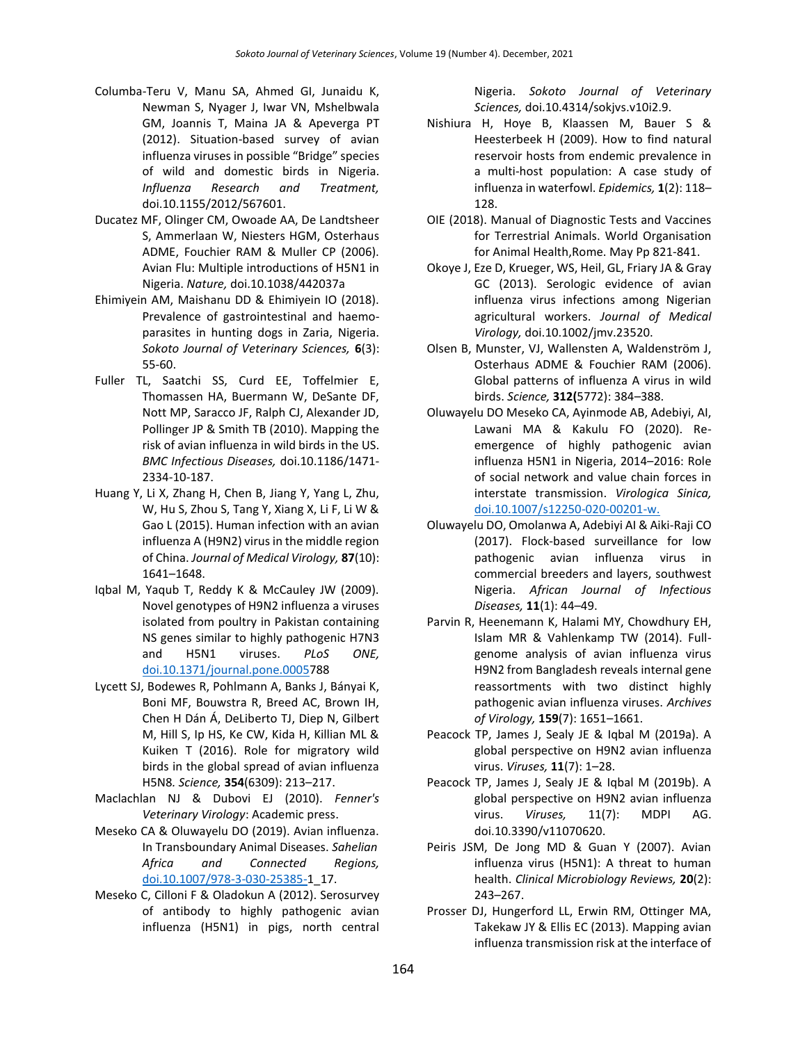Columba-Teru V, Manu SA, Ahmed GI, Junaidu K, Newman S, Nyager J, Iwar VN, Mshelbwala GM, Joannis T, Maina JA & Apeverga PT (2012). Situation-based survey of avian influenza viruses in possible "Bridge" species of wild and domestic birds in Nigeria. *Influenza Research and Treatment,* doi.10.1155/2012/567601.

Ducatez MF, Olinger CM, Owoade AA, De Landtsheer S, Ammerlaan W, Niesters HGM, Osterhaus ADME, Fouchier RAM & Muller CP (2006). Avian Flu: Multiple introductions of H5N1 in Nigeria. *Nature,* doi.10.1038/442037a

Ehimiyein AM, Maishanu DD & Ehimiyein IO (2018). Prevalence of gastrointestinal and haemo-parasites in hunting dogs in Zaria, Nigeria. *Sokoto Journal of Veterinary Sciences,* **6**(3): 55-60.

Fuller TL, Saatchi SS, Curd EE, Toffelmier E, Thomassen HA, Buermann W, DeSante DF, Nott MP, Saracco JF, Ralph CJ, Alexander JD, Pollinger JP & Smith TB (2010). Mapping the risk of avian influenza in wild birds in the US. *BMC Infectious Diseases,* doi.10.1186/1471-2334-10-187.

Huang Y, Li X, Zhang H, Chen B, Jiang Y, Yang L, Zhu, W, Hu S, Zhou S, Tang Y, Xiang X, Li F, Li W & Gao L (2015). Human infection with an avian influenza A (H9N2) virus in the middle region of China. *Journal of Medical Virology,* **87**(10): 1641–1648.

Iqbal M, Yaqub T, Reddy K & McCauley JW (2009). Novel genotypes of H9N2 influenza a viruses isolated from poultry in Pakistan containing NS genes similar to highly pathogenic H7N3 and H5N1 viruses. *PLoS ONE,* doi.10.1371/journal.pone.0005788

Lycett SJ, Bodewes R, Pohlmann A, Banks J, Bányai K, Boni MF, Bouwstra R, Breed AC, Brown IH, Chen H Dán Á, DeLiberto TJ, Diep N, Gilbert M, Hill S, Ip HS, Ke CW, Kida H, Killian ML & Kuiken T (2016). Role for migratory wild birds in the global spread of avian influenza H5N8. *Science,* **354**(6309): 213–217.

Maclachlan NJ & Dubovi EJ (2010). *Fenner's Veterinary Virology*: Academic press.

Meseko CA & Oluwayelu DO (2019). Avian influenza. In Transboundary Animal Diseases. *Sahelian Africa and Connected Regions,* doi.10.1007/978-3-030-25385-1_17.

Meseko C, Cilloni F & Oladokun A (2012). Serosurvey of antibody to highly pathogenic avian influenza (H5N1) in pigs, north central Nigeria. *Sokoto Journal of Veterinary Sciences,* doi.10.4314/sokjvs.v10i2.9.

Nishiura H, Hoye B, Klaassen M, Bauer S & Heesterbeek H (2009). How to find natural reservoir hosts from endemic prevalence in a multi-host population: A case study of influenza in waterfowl. *Epidemics,* **1**(2): 118–128.

OIE (2018). Manual of Diagnostic Tests and Vaccines for Terrestrial Animals. World Organisation for Animal Health,Rome. May Pp 821-841.

Okoye J, Eze D, Krueger, WS, Heil, GL, Friary JA & Gray GC (2013). Serologic evidence of avian influenza virus infections among Nigerian agricultural workers. *Journal of Medical Virology,* doi.10.1002/jmv.23520.

Olsen B, Munster, VJ, Wallensten A, Waldenström J, Osterhaus ADME & Fouchier RAM (2006). Global patterns of influenza A virus in wild birds. *Science,* **312(**5772): 384–388.

Oluwayelu DO Meseko CA, Ayinmode AB, Adebiyi, AI, Lawani MA & Kakulu FO (2020). Re-emergence of highly pathogenic avian influenza H5N1 in Nigeria, 2014–2016: Role of social network and value chain forces in interstate transmission. *Virologica Sinica,* doi.10.1007/s12250-020-00201-w.

Oluwayelu DO, Omolanwa A, Adebiyi AI & Aiki-Raji CO (2017). Flock-based surveillance for low pathogenic avian influenza virus in commercial breeders and layers, southwest Nigeria. *African Journal of Infectious Diseases,* **11**(1): 44–49.

Parvin R, Heenemann K, Halami MY, Chowdhury EH, Islam MR & Vahlenkamp TW (2014). Full-genome analysis of avian influenza virus H9N2 from Bangladesh reveals internal gene reassortments with two distinct highly pathogenic avian influenza viruses. *Archives of Virology,* **159**(7): 1651–1661.

Peacock TP, James J, Sealy JE & Iqbal M (2019a). A global perspective on H9N2 avian influenza virus. *Viruses,* **11**(7): 1–28.

Peacock TP, James J, Sealy JE & Iqbal M (2019b). A global perspective on H9N2 avian influenza virus. *Viruses,* 11(7): MDPI AG. doi.10.3390/v11070620.

Peiris JSM, De Jong MD & Guan Y (2007). Avian influenza virus (H5N1): A threat to human health. *Clinical Microbiology Reviews,* **20**(2): 243–267.

Prosser DJ, Hungerford LL, Erwin RM, Ottinger MA, Takekaw JY & Ellis EC (2013). Mapping avian influenza transmission risk at the interface of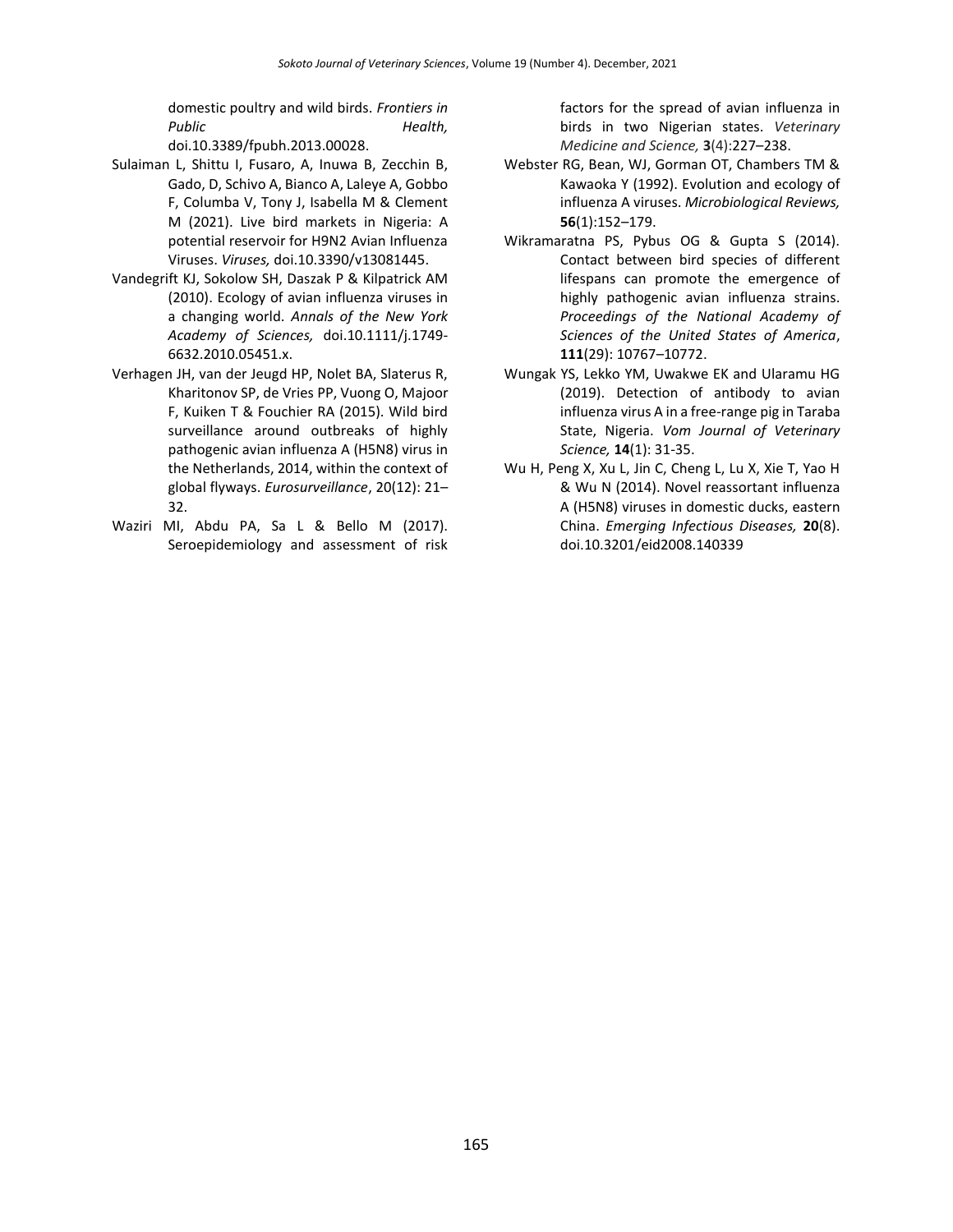domestic poultry and wild birds. *Frontiers in Public Health,* doi.10.3389/fpubh.2013.00028.

Sulaiman L, Shittu I, Fusaro, A, Inuwa B, Zecchin B, Gado, D, Schivo A, Bianco A, Laleye A, Gobbo F, Columba V, Tony J, Isabella M & Clement M (2021). Live bird markets in Nigeria: A potential reservoir for H9N2 Avian Influenza Viruses. *Viruses,* doi.10.3390/v13081445.

Vandegrift KJ, Sokolow SH, Daszak P & Kilpatrick AM (2010). Ecology of avian influenza viruses in a changing world. *Annals of the New York Academy of Sciences,* doi.10.1111/j.1749-6632.2010.05451.x.

Verhagen JH, van der Jeugd HP, Nolet BA, Slaterus R, Kharitonov SP, de Vries PP, Vuong O, Majoor F, Kuiken T & Fouchier RA (2015). Wild bird surveillance around outbreaks of highly pathogenic avian influenza A (H5N8) virus in the Netherlands, 2014, within the context of global flyways. *Eurosurveillance*, 20(12): 21–32.

Waziri MI, Abdu PA, Sa L & Bello M (2017). Seroepidemiology and assessment of risk factors for the spread of avian influenza in birds in two Nigerian states. *Veterinary Medicine and Science,* **3**(4):227–238.

Webster RG, Bean, WJ, Gorman OT, Chambers TM & Kawaoka Y (1992). Evolution and ecology of influenza A viruses. *Microbiological Reviews,* **56**(1):152–179.

Wikramaratna PS, Pybus OG & Gupta S (2014). Contact between bird species of different lifespans can promote the emergence of highly pathogenic avian influenza strains. *Proceedings of the National Academy of Sciences of the United States of America*, **111**(29): 10767–10772.

Wungak YS, Lekko YM, Uwakwe EK and Ularamu HG (2019). Detection of antibody to avian influenza virus A in a free-range pig in Taraba State, Nigeria. *Vom Journal of Veterinary Science,* **14**(1): 31-35.

Wu H, Peng X, Xu L, Jin C, Cheng L, Lu X, Xie T, Yao H & Wu N (2014). Novel reassortant influenza A (H5N8) viruses in domestic ducks, eastern China. *Emerging Infectious Diseases,* **20**(8). doi.10.3201/eid2008.140339